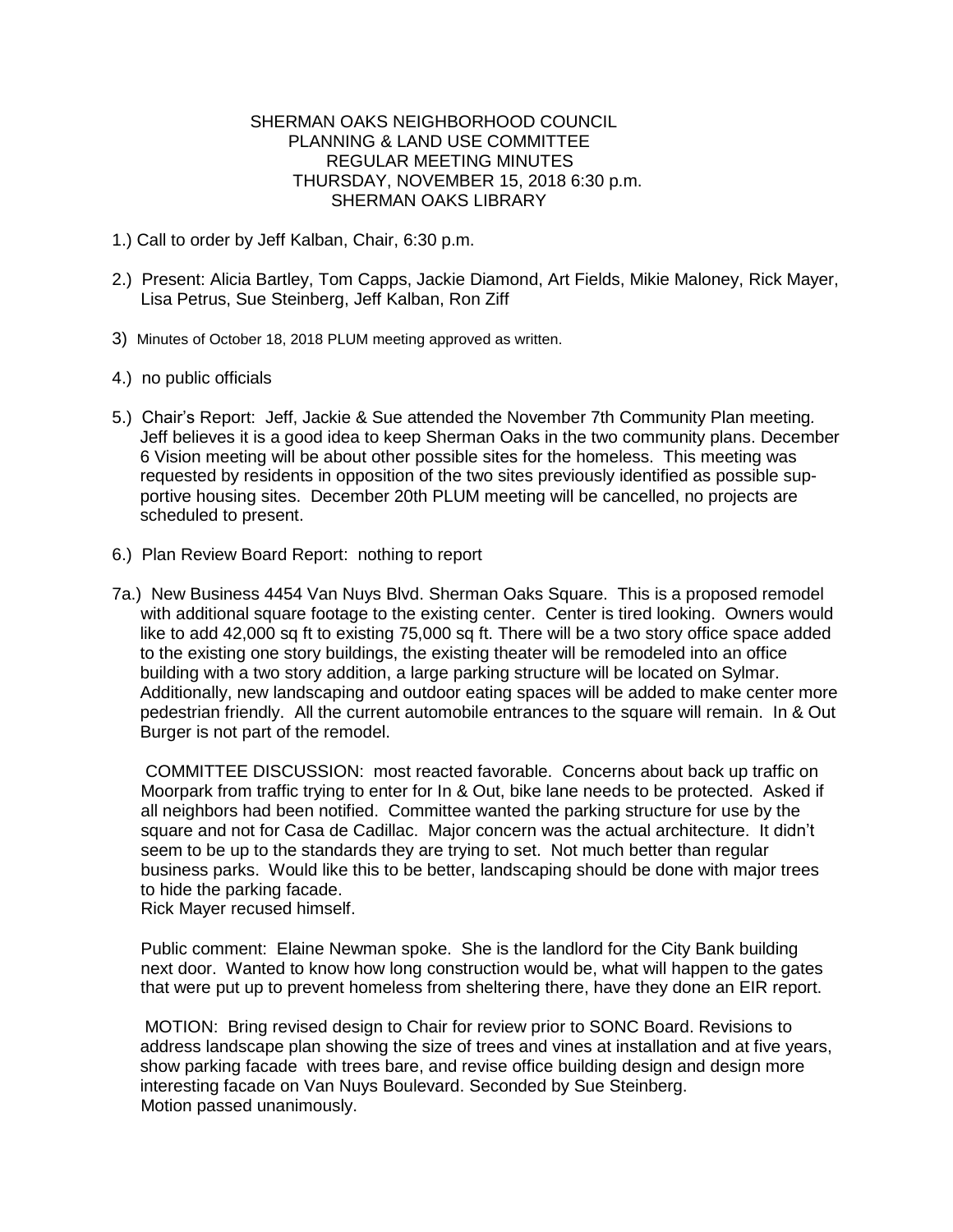# SHERMAN OAKS NEIGHBORHOOD COUNCIL
## PLANNING & LAND USE COMMITTEE
## REGULAR MEETING MINUTES
### THURSDAY, NOVEMBER 15, 2018 6:30 p.m.
### SHERMAN OAKS LIBRARY

1.) Call to order by Jeff Kalban, Chair, 6:30 p.m.

2.) Present: Alicia Bartley, Tom Capps, Jackie Diamond, Art Fields, Mikie Maloney, Rick Mayer, Lisa Petrus, Sue Steinberg, Jeff Kalban, Ron Ziff

3) Minutes of October 18, 2018 PLUM meeting approved as written.

4.) no public officials

5.) Chair's Report: Jeff, Jackie & Sue attended the November 7th Community Plan meeting. Jeff believes it is a good idea to keep Sherman Oaks in the two community plans. December 6 Vision meeting will be about other possible sites for the homeless. This meeting was requested by residents in opposition of the two sites previously identified as possible supportive housing sites. December 20th PLUM meeting will be cancelled, no projects are scheduled to present.

6.) Plan Review Board Report: nothing to report

7a.) New Business 4454 Van Nuys Blvd. Sherman Oaks Square. This is a proposed remodel with additional square footage to the existing center. Center is tired looking. Owners would like to add 42,000 sq ft to existing 75,000 sq ft. There will be a two story office space added to the existing one story buildings, the existing theater will be remodeled into an office building with a two story addition, a large parking structure will be located on Sylmar. Additionally, new landscaping and outdoor eating spaces will be added to make center more pedestrian friendly. All the current automobile entrances to the square will remain. In & Out Burger is not part of the remodel.

COMMITTEE DISCUSSION: most reacted favorable. Concerns about back up traffic on Moorpark from traffic trying to enter for In & Out, bike lane needs to be protected. Asked if all neighbors had been notified. Committee wanted the parking structure for use by the square and not for Casa de Cadillac. Major concern was the actual architecture. It didn't seem to be up to the standards they are trying to set. Not much better than regular business parks. Would like this to be better, landscaping should be done with major trees to hide the parking facade.
Rick Mayer recused himself.

Public comment: Elaine Newman spoke. She is the landlord for the City Bank building next door. Wanted to know how long construction would be, what will happen to the gates that were put up to prevent homeless from sheltering there, have they done an EIR report.

MOTION: Bring revised design to Chair for review prior to SONC Board. Revisions to address landscape plan showing the size of trees and vines at installation and at five years, show parking facade with trees bare, and revise office building design and design more interesting facade on Van Nuys Boulevard. Seconded by Sue Steinberg.
Motion passed unanimously.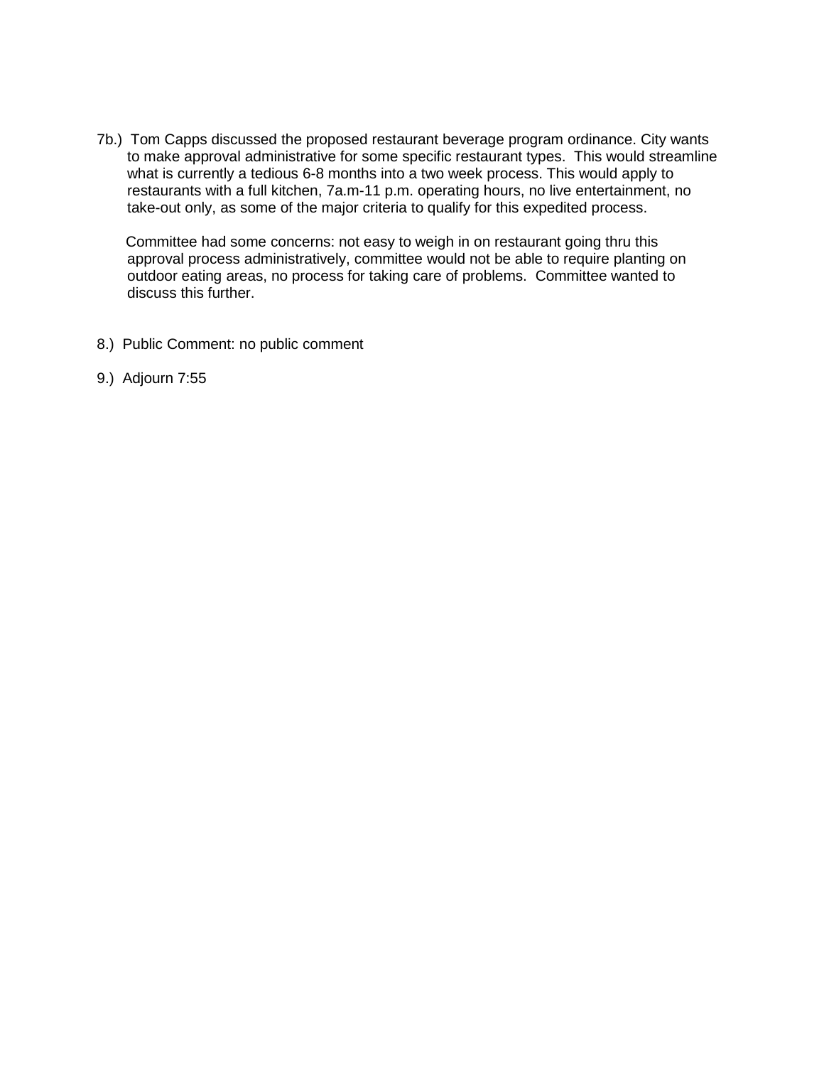7b.) Tom Capps discussed the proposed restaurant beverage program ordinance. City wants to make approval administrative for some specific restaurant types. This would streamline what is currently a tedious 6-8 months into a two week process. This would apply to restaurants with a full kitchen, 7a.m-11 p.m. operating hours, no live entertainment, no take-out only, as some of the major criteria to qualify for this expedited process.

Committee had some concerns: not easy to weigh in on restaurant going thru this approval process administratively, committee would not be able to require planting on outdoor eating areas, no process for taking care of problems. Committee wanted to discuss this further.

8.) Public Comment: no public comment

9.) Adjourn 7:55